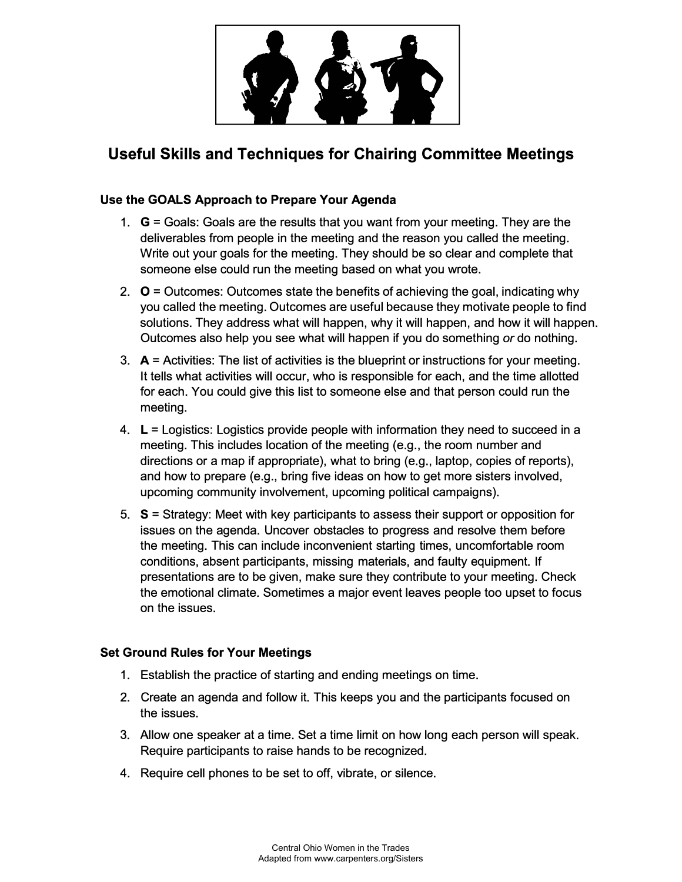# Useful Skills and Techniques for Chairing Committee Meetings

## Use the GOALS Approach to Prepare Your Agenda

1. **G** = Goals: Goals are the results that you want from your meeting. They are the deliverables from people in the meeting and the reason you called the meeting. Write out your goals for the meeting. They should be so clear and complete that someone else could run the meeting based on what you wrote.
2. **O** = Outcomes: Outcomes state the benefits of achieving the goal, indicating why you called the meeting. Outcomes are useful because they motivate people to find solutions. They address what will happen, why it will happen, and how it will happen. Outcomes also help you see what will happen if you do something *or* do nothing.
3. **A** = Activities: The list of activities is the blueprint or instructions for your meeting. It tells what activities will occur, who is responsible for each, and the time allotted for each. You could give this list to someone else and that person could run the meeting.
4. **L** = Logistics: Logistics provide people with information they need to succeed in a meeting. This includes location of the meeting (e.g., the room number and directions or a map if appropriate), what to bring (e.g., laptop, copies of reports), and how to prepare (e.g., bring five ideas on how to get more sisters involved, upcoming community involvement, upcoming political campaigns).
5. **S** = Strategy: Meet with key participants to assess their support or opposition for issues on the agenda. Uncover obstacles to progress and resolve them before the meeting. This can include inconvenient starting times, uncomfortable room conditions, absent participants, missing materials, and faulty equipment. If presentations are to be given, make sure they contribute to your meeting. Check the emotional climate. Sometimes a major event leaves people too upset to focus on the issues.

## Set Ground Rules for Your Meetings

1. Establish the practice of starting and ending meetings on time.
2. Create an agenda and follow it. This keeps you and the participants focused on the issues.
3. Allow one speaker at a time. Set a time limit on how long each person will speak. Require participants to raise hands to be recognized.
4. Require cell phones to be set to off, vibrate, or silence.

Central Ohio Women in the Trades
Adapted from www.carpenters.org/Sisters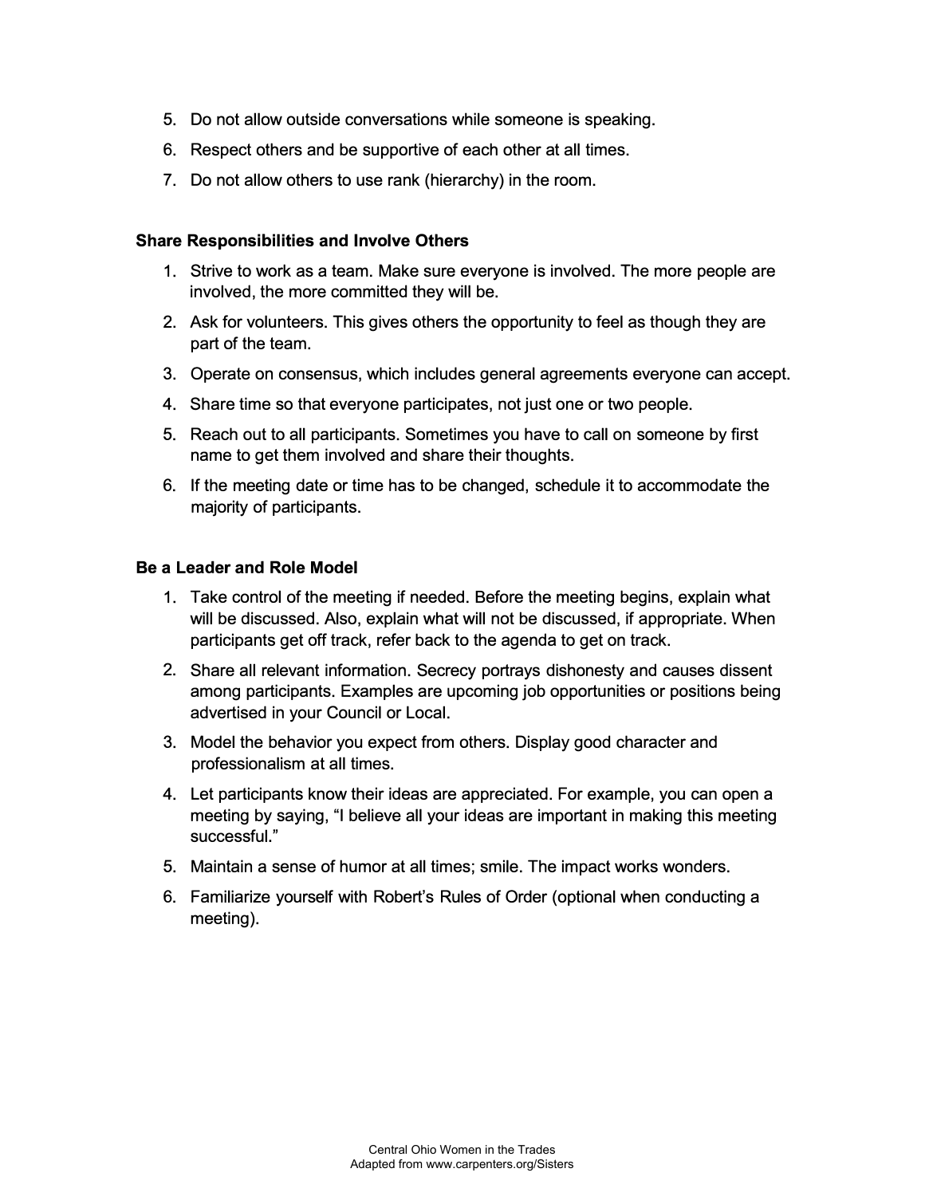5. Do not allow outside conversations while someone is speaking.
6. Respect others and be supportive of each other at all times.
7. Do not allow others to use rank (hierarchy) in the room.

**Share Responsibilities and Involve Others**

1. Strive to work as a team. Make sure everyone is involved. The more people are involved, the more committed they will be.
2. Ask for volunteers. This gives others the opportunity to feel as though they are part of the team.
3. Operate on consensus, which includes general agreements everyone can accept.
4. Share time so that everyone participates, not just one or two people.
5. Reach out to all participants. Sometimes you have to call on someone by first name to get them involved and share their thoughts.
6. If the meeting date or time has to be changed, schedule it to accommodate the majority of participants.

**Be a Leader and Role Model**

1. Take control of the meeting if needed. Before the meeting begins, explain what will be discussed. Also, explain what will not be discussed, if appropriate. When participants get off track, refer back to the agenda to get on track.
2. Share all relevant information. Secrecy portrays dishonesty and causes dissent among participants. Examples are upcoming job opportunities or positions being advertised in your Council or Local.
3. Model the behavior you expect from others. Display good character and professionalism at all times.
4. Let participants know their ideas are appreciated. For example, you can open a meeting by saying, "I believe all your ideas are important in making this meeting successful."
5. Maintain a sense of humor at all times; smile. The impact works wonders.
6. Familiarize yourself with Robert's Rules of Order (optional when conducting a meeting).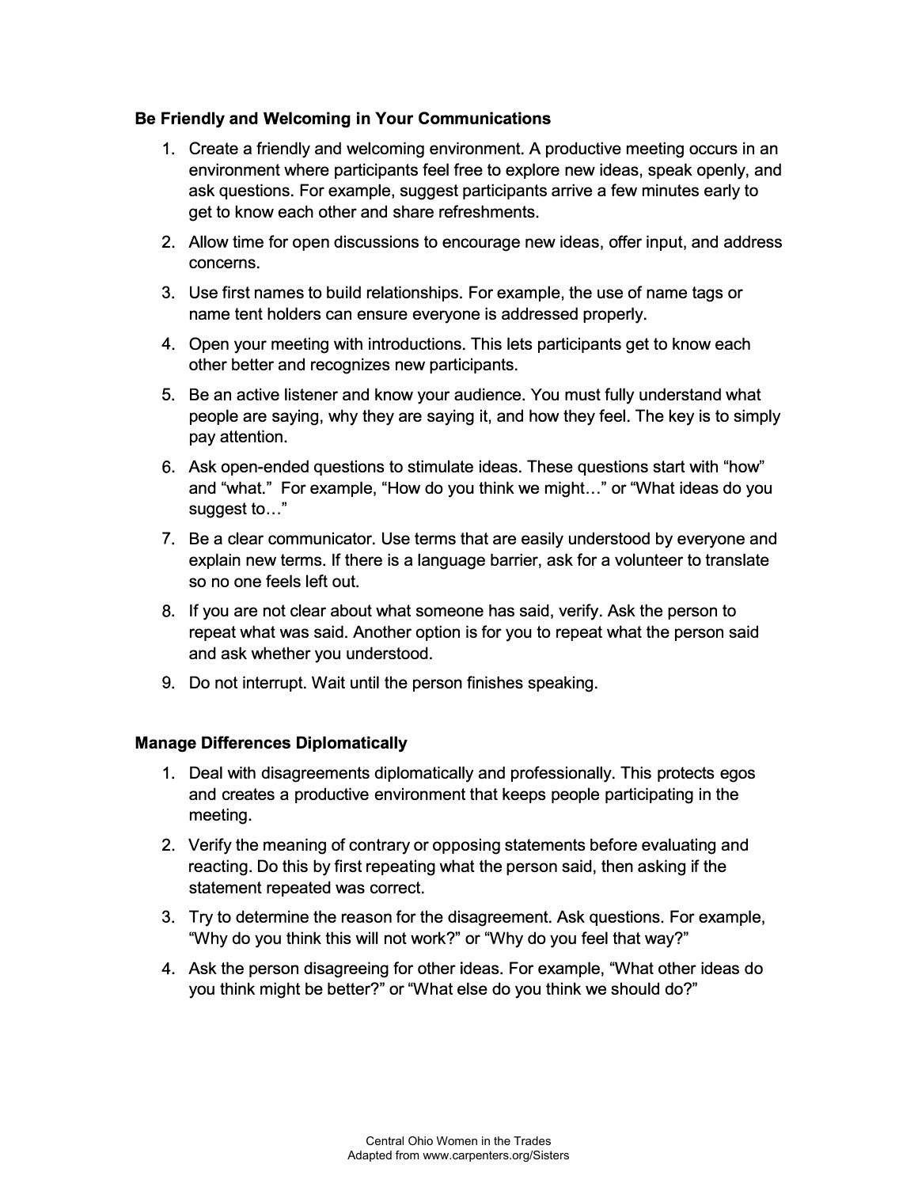### Be Friendly and Welcoming in Your Communications

1. Create a friendly and welcoming environment. A productive meeting occurs in an environment where participants feel free to explore new ideas, speak openly, and ask questions. For example, suggest participants arrive a few minutes early to get to know each other and share refreshments.
2. Allow time for open discussions to encourage new ideas, offer input, and address concerns.
3. Use first names to build relationships. For example, the use of name tags or name tent holders can ensure everyone is addressed properly.
4. Open your meeting with introductions. This lets participants get to know each other better and recognizes new participants.
5. Be an active listener and know your audience. You must fully understand what people are saying, why they are saying it, and how they feel. The key is to simply pay attention.
6. Ask open-ended questions to stimulate ideas. These questions start with "how" and "what." For example, "How do you think we might…" or "What ideas do you suggest to…"
7. Be a clear communicator. Use terms that are easily understood by everyone and explain new terms. If there is a language barrier, ask for a volunteer to translate so no one feels left out.
8. If you are not clear about what someone has said, verify. Ask the person to repeat what was said. Another option is for you to repeat what the person said and ask whether you understood.
9. Do not interrupt. Wait until the person finishes speaking.

### Manage Differences Diplomatically

1. Deal with disagreements diplomatically and professionally. This protects egos and creates a productive environment that keeps people participating in the meeting.
2. Verify the meaning of contrary or opposing statements before evaluating and reacting. Do this by first repeating what the person said, then asking if the statement repeated was correct.
3. Try to determine the reason for the disagreement. Ask questions. For example, "Why do you think this will not work?" or "Why do you feel that way?"
4. Ask the person disagreeing for other ideas. For example, "What other ideas do you think might be better?" or "What else do you think we should do?"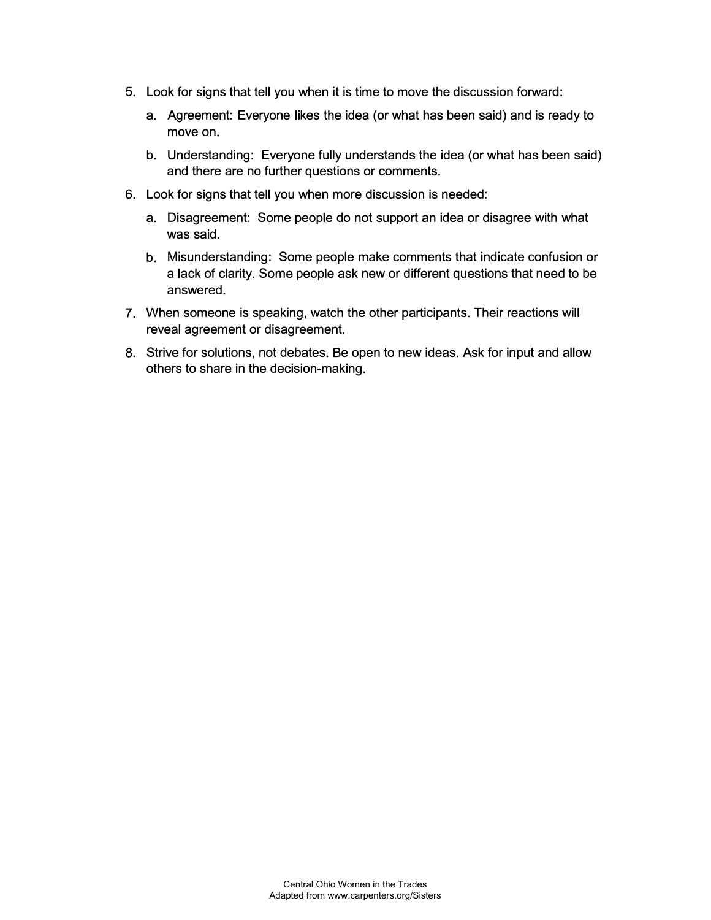5. Look for signs that tell you when it is time to move the discussion forward:
    a. Agreement: Everyone likes the idea (or what has been said) and is ready to move on.
    b. Understanding: Everyone fully understands the idea (or what has been said) and there are no further questions or comments.
6. Look for signs that tell you when more discussion is needed:
    a. Disagreement: Some people do not support an idea or disagree with what was said.
    b. Misunderstanding: Some people make comments that indicate confusion or a lack of clarity. Some people ask new or different questions that need to be answered.
7. When someone is speaking, watch the other participants. Their reactions will reveal agreement or disagreement.
8. Strive for solutions, not debates. Be open to new ideas. Ask for input and allow others to share in the decision-making.

Central Ohio Women in the Trades
Adapted from www.carpenters.org/Sisters